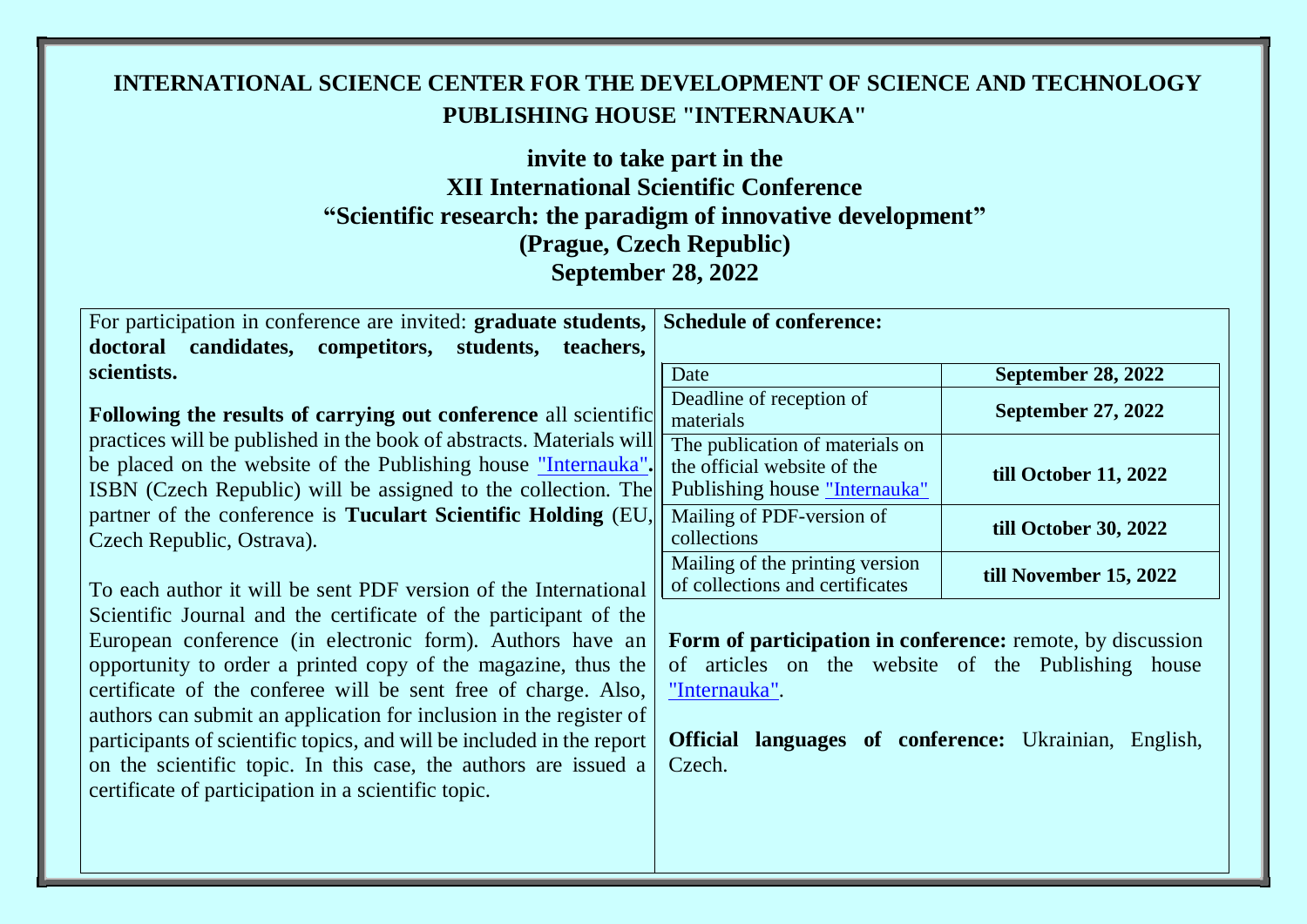**INTERNATIONAL SCIENCE CENTER FOR THE DEVELOPMENT OF SCIENCE AND TECHNOLOGY**
**PUBLISHING HOUSE "INTERNAUKA"**

**invite to take part in the**
**XII International Scientific Conference**
**"Scientific research: the paradigm of innovative development"**
**(Prague, Czech Republic)**
**September 28, 2022**

For participation in conference are invited: **graduate students, doctoral candidates, competitors, students, teachers, scientists.**

**Following the results of carrying out conference** all scientific practices will be published in the book of abstracts. Materials will be placed on the website of the Publishing house "Internauka". ISBN (Czech Republic) will be assigned to the collection. The partner of the conference is **Tuculart Scientific Holding** (EU, Czech Republic, Ostrava).

To each author it will be sent PDF version of the International Scientific Journal and the certificate of the participant of the European conference (in electronic form). Authors have an opportunity to order a printed copy of the magazine, thus the certificate of the conferee will be sent free of charge. Also, authors can submit an application for inclusion in the register of participants of scientific topics, and will be included in the report on the scientific topic. In this case, the authors are issued a certificate of participation in a scientific topic.

**Schedule of conference:**

| Date | **September 28, 2022** |
| --- | --- |
| Deadline of reception of materials | **September 27, 2022** |
| The publication of materials on the official website of the Publishing house "Internauka" | **till October 11, 2022** |
| Mailing of PDF-version of collections | **till October 30, 2022** |
| Mailing of the printing version of collections and certificates | **till November 15, 2022** |

**Form of participation in conference:** remote, by discussion of articles on the website of the Publishing house "Internauka".

**Official languages of conference:** Ukrainian, English, Czech.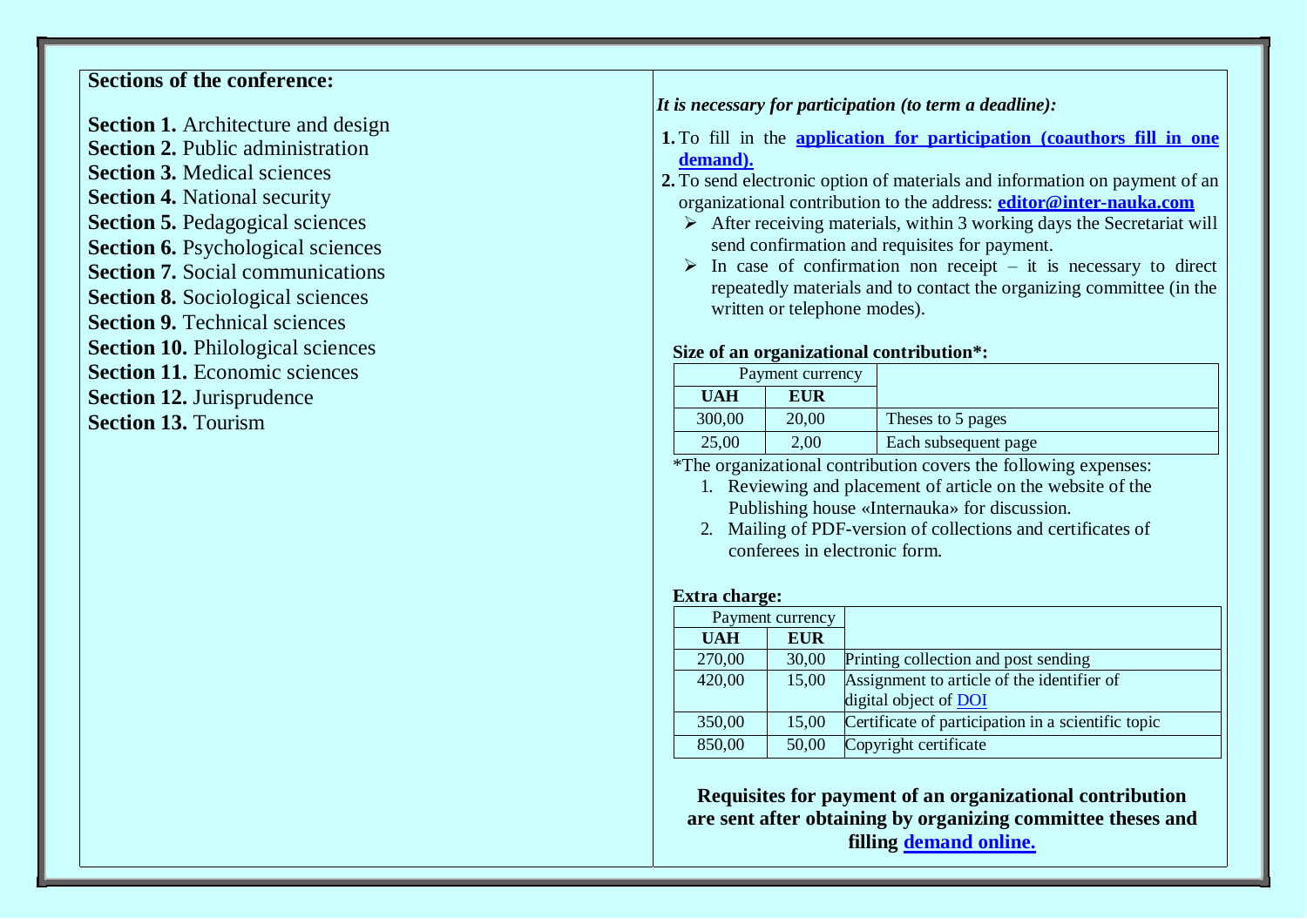**Sections of the conference:**

**Section 1.** Architecture and design
**Section 2.** Public administration
**Section 3.** Medical sciences
**Section 4.** National security
**Section 5.** Pedagogical sciences
**Section 6.** Psychological sciences
**Section 7.** Social communications
**Section 8.** Sociological sciences
**Section 9.** Technical sciences
**Section 10.** Philological sciences
**Section 11.** Economic sciences
**Section 12.** Jurisprudence
**Section 13.** Tourism

***It is necessary for participation (to term a deadline):***

1. To fill in the **application for participation (coauthors fill in one demand).**
2. To send electronic option of materials and information on payment of an organizational contribution to the address: **editor@inter-nauka.com**
   - After receiving materials, within 3 working days the Secretariat will send confirmation and requisites for payment.
   - In case of confirmation non receipt – it is necessary to direct repeatedly materials and to contact the organizing committee (in the written or telephone modes).

**Size of an organizational contribution*:**

| Payment currency | | |
|---|---|---|
| **UAH** | **EUR** | |
| 300,00 | 20,00 | Theses to 5 pages |
| 25,00 | 2,00 | Each subsequent page |

*The organizational contribution covers the following expenses:

1. Reviewing and placement of article on the website of the Publishing house «Internauka» for discussion.
2. Mailing of PDF-version of collections and certificates of conferees in electronic form.

**Extra charge:**

| Payment currency | | |
|---|---|---|
| **UAH** | **EUR** | |
| 270,00 | 30,00 | Printing collection and post sending |
| 420,00 | 15,00 | Assignment to article of the identifier of digital object of DOI |
| 350,00 | 15,00 | Certificate of participation in a scientific topic |
| 850,00 | 50,00 | Copyright certificate |

**Requisites for payment of an organizational contribution are sent after obtaining by organizing committee theses and filling demand online.**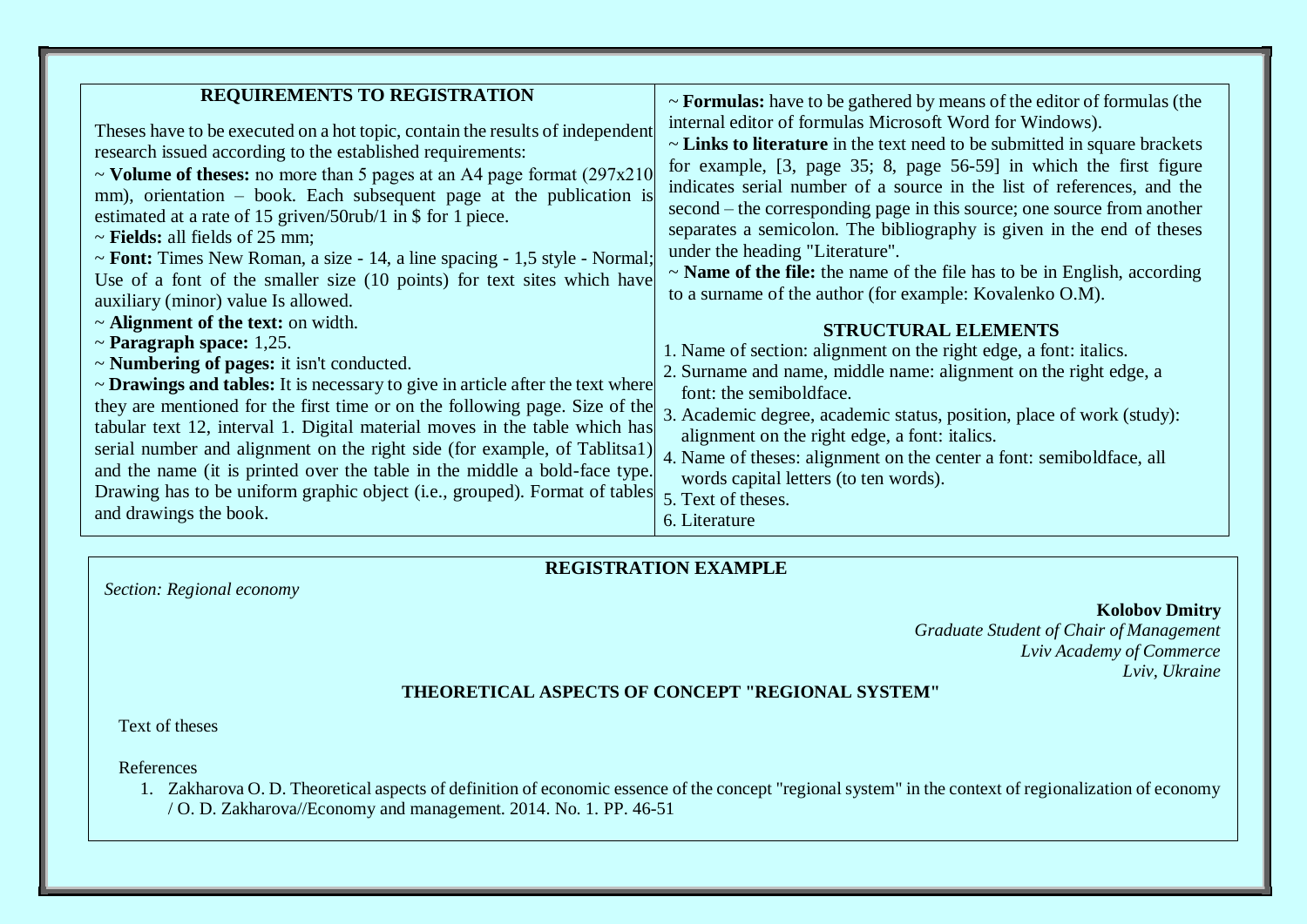## REQUIREMENTS TO REGISTRATION

Theses have to be executed on a hot topic, contain the results of independent research issued according to the established requirements:

~ **Volume of theses:** no more than 5 pages at an A4 page format (297x210 mm), orientation – book. Each subsequent page at the publication is estimated at a rate of 15 griven/50rub/1 in $ for 1 piece.

~ **Fields:** all fields of 25 mm;

~ **Font:** Times New Roman, a size - 14, a line spacing - 1,5 style - Normal; Use of a font of the smaller size (10 points) for text sites which have auxiliary (minor) value Is allowed.

~ **Alignment of the text:** on width.

~ **Paragraph space:** 1,25.

~ **Numbering of pages:** it isn't conducted.

~ **Drawings and tables:** It is necessary to give in article after the text where they are mentioned for the first time or on the following page. Size of the tabular text 12, interval 1. Digital material moves in the table which has serial number and alignment on the right side (for example, of Tablitsa1) and the name (it is printed over the table in the middle a bold-face type. Drawing has to be uniform graphic object (i.e., grouped). Format of tables and drawings the book.

~ **Formulas:** have to be gathered by means of the editor of formulas (the internal editor of formulas Microsoft Word for Windows).

~ **Links to literature** in the text need to be submitted in square brackets for example, [3, page 35; 8, page 56-59] in which the first figure indicates serial number of a source in the list of references, and the second – the corresponding page in this source; one source from another separates a semicolon. The bibliography is given in the end of theses under the heading "Literature".

~ **Name of the file:** the name of the file has to be in English, according to a surname of the author (for example: Kovalenko O.M).

## STRUCTURAL ELEMENTS

1. Name of section: alignment on the right edge, a font: italics.
2. Surname and name, middle name: alignment on the right edge, a font: the semiboldface.
3. Academic degree, academic status, position, place of work (study): alignment on the right edge, a font: italics.
4. Name of theses: alignment on the center a font: semiboldface, all words capital letters (to ten words).
5. Text of theses.
6. Literature

## REGISTRATION EXAMPLE

*Section: Regional economy*

**Kolobov Dmitry**
*Graduate Student of Chair of Management*
*Lviv Academy of Commerce*
*Lviv, Ukraine*

**THEORETICAL ASPECTS OF CONCEPT "REGIONAL SYSTEM"**

Text of theses

References

1. Zakharova O. D. Theoretical aspects of definition of economic essence of the concept "regional system" in the context of regionalization of economy / O. D. Zakharova//Economy and management. 2014. No. 1. PP. 46-51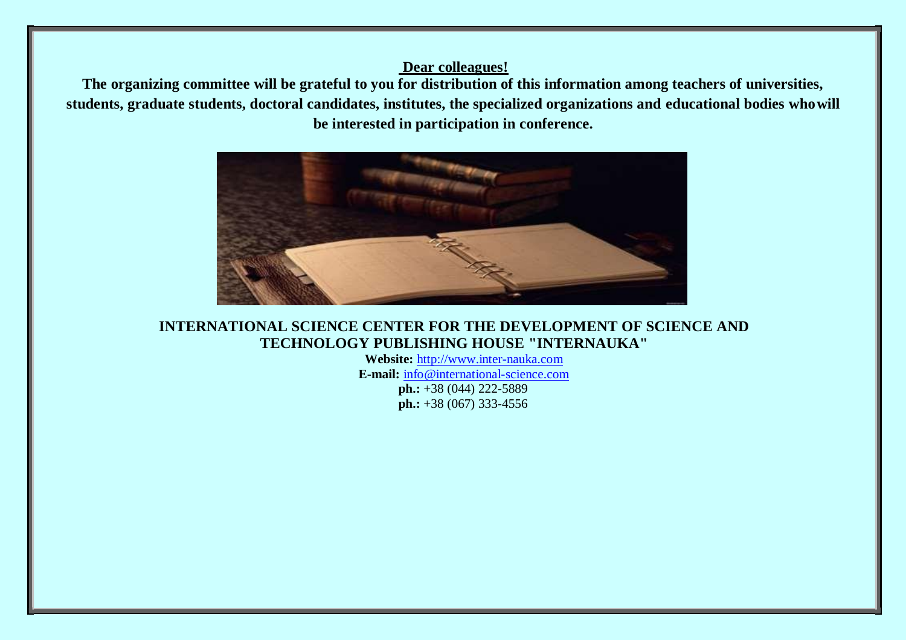**Dear colleagues!**

**The organizing committee will be grateful to you for distribution of this information among teachers of universities, students, graduate students, doctoral candidates, institutes, the specialized organizations and educational bodies who will be interested in participation in conference.**

**INTERNATIONAL SCIENCE CENTER FOR THE DEVELOPMENT OF SCIENCE AND TECHNOLOGY PUBLISHING HOUSE "INTERNAUKA"**

**Website:** http://www.inter-nauka.com

**E-mail:** info@international-science.com

**ph.:** +38 (044) 222-5889

**ph.:** +38 (067) 333-4556